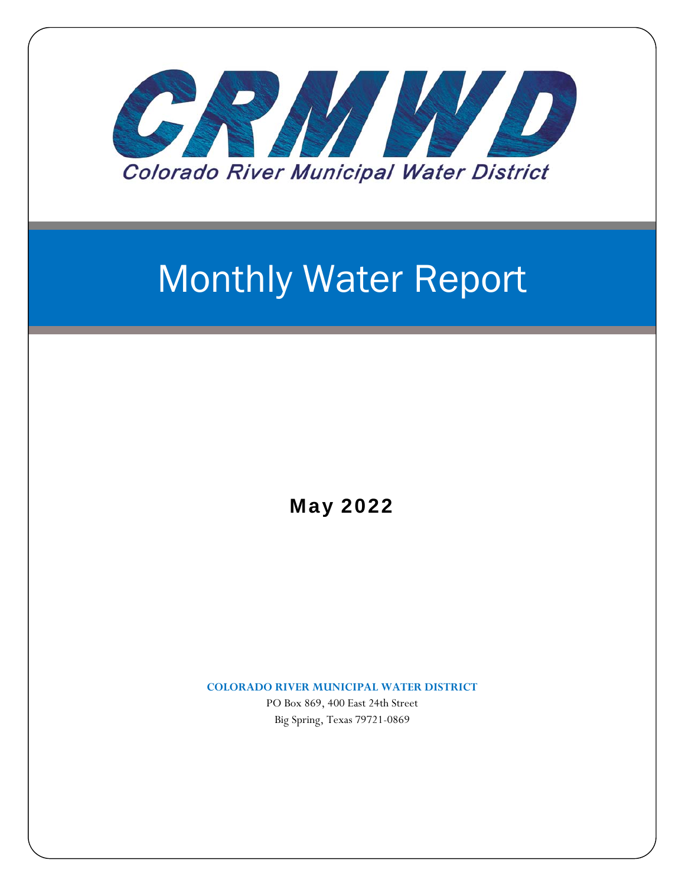# CRMWD

Colorado River Municipal Water District

# Monthly Water Report

## May 2022

**COLORADO RIVER MUNICIPAL WATER DISTRICT**

PO Box 869, 400 East 24th Street

Big Spring, Texas 79721-0869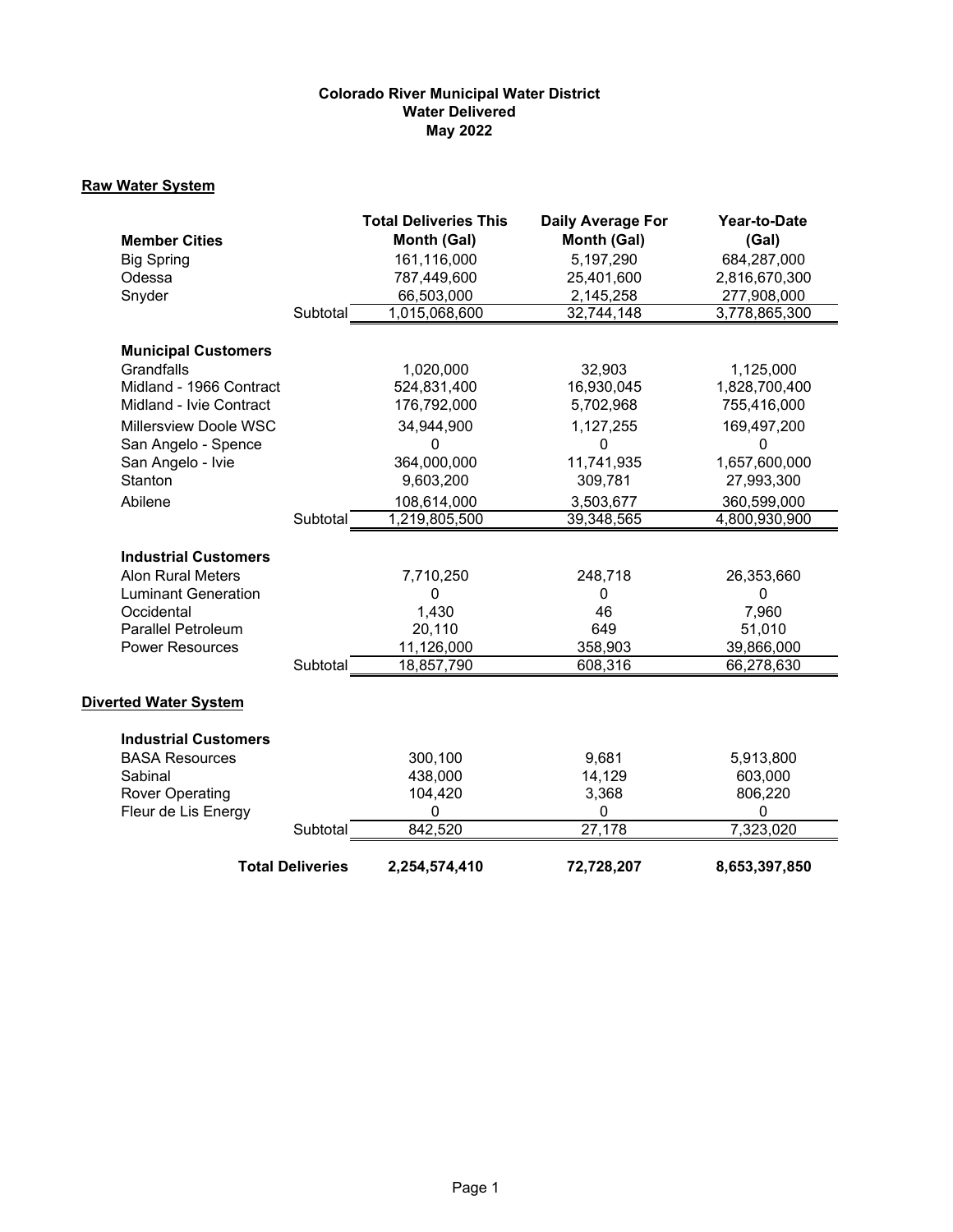# Colorado River Municipal Water District
## Water Delivered
## May 2022

### Raw Water System

| Member Cities | | Total Deliveries This Month (Gal) | Daily Average For Month (Gal) | Year-to-Date (Gal) |
|---|---|---|---|---|
| Big Spring | | 161,116,000 | 5,197,290 | 684,287,000 |
| Odessa | | 787,449,600 | 25,401,600 | 2,816,670,300 |
| Snyder | | 66,503,000 | 2,145,258 | 277,908,000 |
| | Subtotal | 1,015,068,600 | 32,744,148 | 3,778,865,300 |
| **Municipal Customers** | | | | |
| Grandfalls | | 1,020,000 | 32,903 | 1,125,000 |
| Midland - 1966 Contract | | 524,831,400 | 16,930,045 | 1,828,700,400 |
| Midland - Ivie Contract | | 176,792,000 | 5,702,968 | 755,416,000 |
| Millersview Doole WSC | | 34,944,900 | 1,127,255 | 169,497,200 |
| San Angelo - Spence | | 0 | 0 | 0 |
| San Angelo - Ivie | | 364,000,000 | 11,741,935 | 1,657,600,000 |
| Stanton | | 9,603,200 | 309,781 | 27,993,300 |
| Abilene | | 108,614,000 | 3,503,677 | 360,599,000 |
| | Subtotal | 1,219,805,500 | 39,348,565 | 4,800,930,900 |
| **Industrial Customers** | | | | |
| Alon Rural Meters | | 7,710,250 | 248,718 | 26,353,660 |
| Luminant Generation | | 0 | 0 | 0 |
| Occidental | | 1,430 | 46 | 7,960 |
| Parallel Petroleum | | 20,110 | 649 | 51,010 |
| Power Resources | | 11,126,000 | 358,903 | 39,866,000 |
| | Subtotal | 18,857,790 | 608,316 | 66,278,630 |

### Diverted Water System

| Industrial Customers | | Total Deliveries This Month (Gal) | Daily Average For Month (Gal) | Year-to-Date (Gal) |
|---|---|---|---|---|
| BASA Resources | | 300,100 | 9,681 | 5,913,800 |
| Sabinal | | 438,000 | 14,129 | 603,000 |
| Rover Operating | | 104,420 | 3,368 | 806,220 |
| Fleur de Lis Energy | | 0 | 0 | 0 |
| | Subtotal | 842,520 | 27,178 | 7,323,020 |
| **Total Deliveries** | | **2,254,574,410** | **72,728,207** | **8,653,397,850** |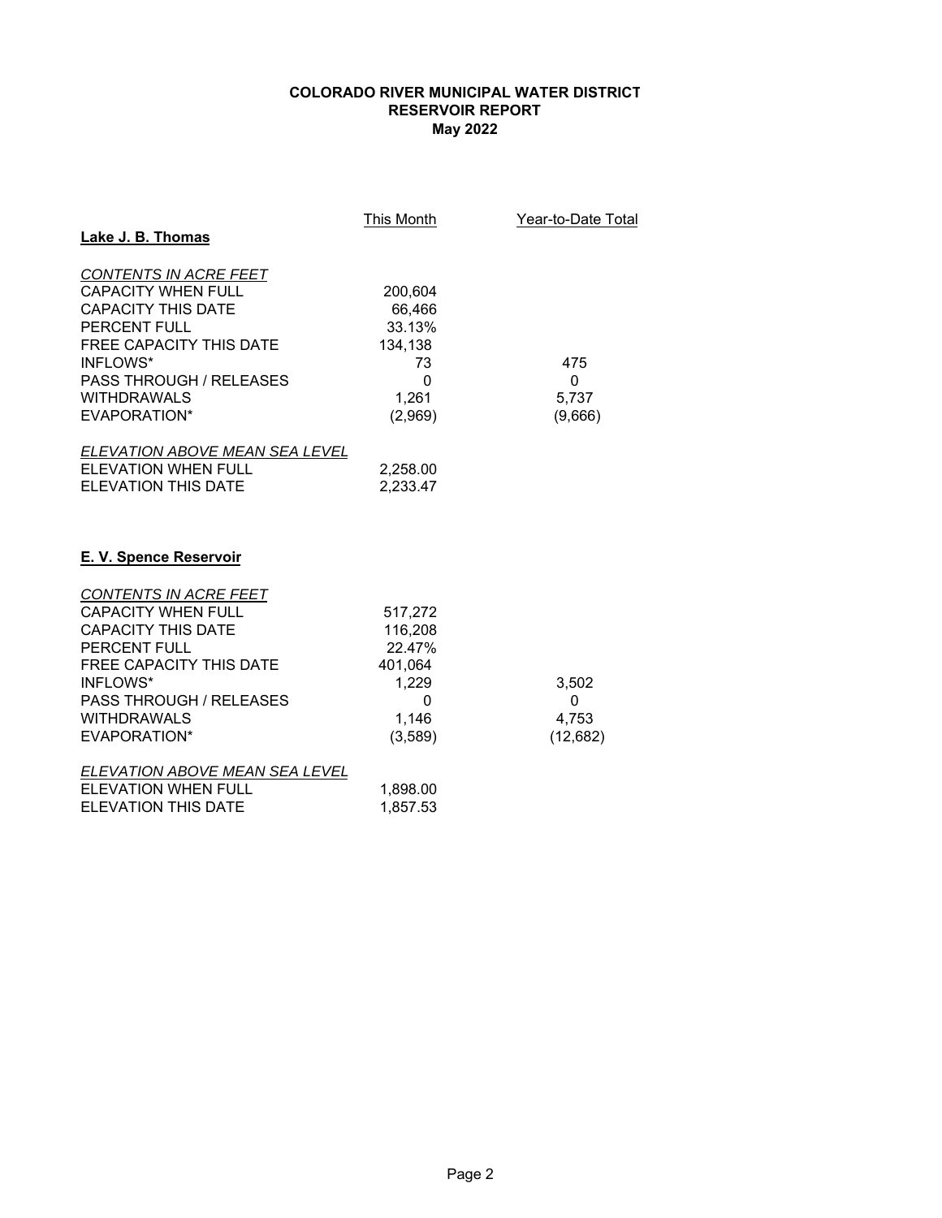**COLORADO RIVER MUNICIPAL WATER DISTRICT**
**RESERVOIR REPORT**
**May 2022**

| | This Month | Year-to-Date Total |
|---|---|---|
| **Lake J. B. Thomas** | | |
| *CONTENTS IN ACRE FEET* | | |
| CAPACITY WHEN FULL | 200,604 | |
| CAPACITY THIS DATE | 66,466 | |
| PERCENT FULL | 33.13% | |
| FREE CAPACITY THIS DATE | 134,138 | |
| INFLOWS* | 73 | 475 |
| PASS THROUGH / RELEASES | 0 | 0 |
| WITHDRAWALS | 1,261 | 5,737 |
| EVAPORATION* | (2,969) | (9,666) |
| *ELEVATION ABOVE MEAN SEA LEVEL* | | |
| ELEVATION WHEN FULL | 2,258.00 | |
| ELEVATION THIS DATE | 2,233.47 | |

| | This Month | Year-to-Date Total |
|---|---|---|
| **E. V. Spence Reservoir** | | |
| *CONTENTS IN ACRE FEET* | | |
| CAPACITY WHEN FULL | 517,272 | |
| CAPACITY THIS DATE | 116,208 | |
| PERCENT FULL | 22.47% | |
| FREE CAPACITY THIS DATE | 401,064 | |
| INFLOWS* | 1,229 | 3,502 |
| PASS THROUGH / RELEASES | 0 | 0 |
| WITHDRAWALS | 1,146 | 4,753 |
| EVAPORATION* | (3,589) | (12,682) |
| *ELEVATION ABOVE MEAN SEA LEVEL* | | |
| ELEVATION WHEN FULL | 1,898.00 | |
| ELEVATION THIS DATE | 1,857.53 | |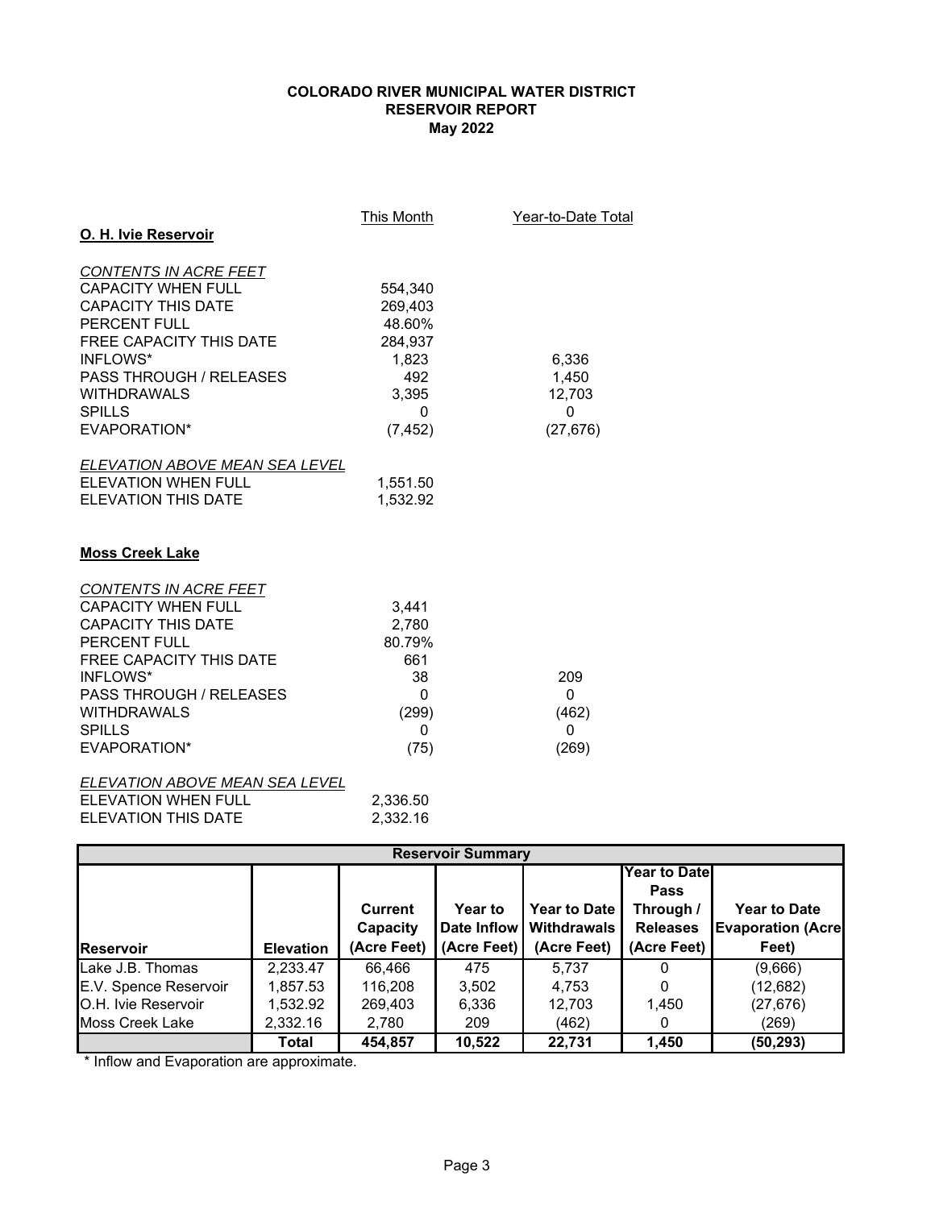**COLORADO RIVER MUNICIPAL WATER DISTRICT**
**RESERVOIR REPORT**
**May 2022**

| **O. H. Ivie Reservoir** | This Month | Year-to-Date Total |
|---|---|---|
| *CONTENTS IN ACRE FEET* | | |
| CAPACITY WHEN FULL | 554,340 | |
| CAPACITY THIS DATE | 269,403 | |
| PERCENT FULL | 48.60% | |
| FREE CAPACITY THIS DATE | 284,937 | |
| INFLOWS* | 1,823 | 6,336 |
| PASS THROUGH / RELEASES | 492 | 1,450 |
| WITHDRAWALS | 3,395 | 12,703 |
| SPILLS | 0 | 0 |
| EVAPORATION* | (7,452) | (27,676) |
| *ELEVATION ABOVE MEAN SEA LEVEL* | | |
| ELEVATION WHEN FULL | 1,551.50 | |
| ELEVATION THIS DATE | 1,532.92 | |

| **Moss Creek Lake** | This Month | Year-to-Date Total |
|---|---|---|
| *CONTENTS IN ACRE FEET* | | |
| CAPACITY WHEN FULL | 3,441 | |
| CAPACITY THIS DATE | 2,780 | |
| PERCENT FULL | 80.79% | |
| FREE CAPACITY THIS DATE | 661 | |
| INFLOWS* | 38 | 209 |
| PASS THROUGH / RELEASES | 0 | 0 |
| WITHDRAWALS | (299) | (462) |
| SPILLS | 0 | 0 |
| EVAPORATION* | (75) | (269) |
| *ELEVATION ABOVE MEAN SEA LEVEL* | | |
| ELEVATION WHEN FULL | 2,336.50 | |
| ELEVATION THIS DATE | 2,332.16 | |

**Reservoir Summary**

| Reservoir | Elevation | Current Capacity (Acre Feet) | Year to Date Inflow (Acre Feet) | Year to Date Withdrawals (Acre Feet) | Year to Date Pass Through / Releases (Acre Feet) | Year to Date Evaporation (Acre Feet) |
|---|---|---|---|---|---|---|
| Lake J.B. Thomas | 2,233.47 | 66,466 | 475 | 5,737 | 0 | (9,666) |
| E.V. Spence Reservoir | 1,857.53 | 116,208 | 3,502 | 4,753 | 0 | (12,682) |
| O.H. Ivie Reservoir | 1,532.92 | 269,403 | 6,336 | 12,703 | 1,450 | (27,676) |
| Moss Creek Lake | 2,332.16 | 2,780 | 209 | (462) | 0 | (269) |
| | **Total** | **454,857** | **10,522** | **22,731** | **1,450** | **(50,293)** |

\* Inflow and Evaporation are approximate.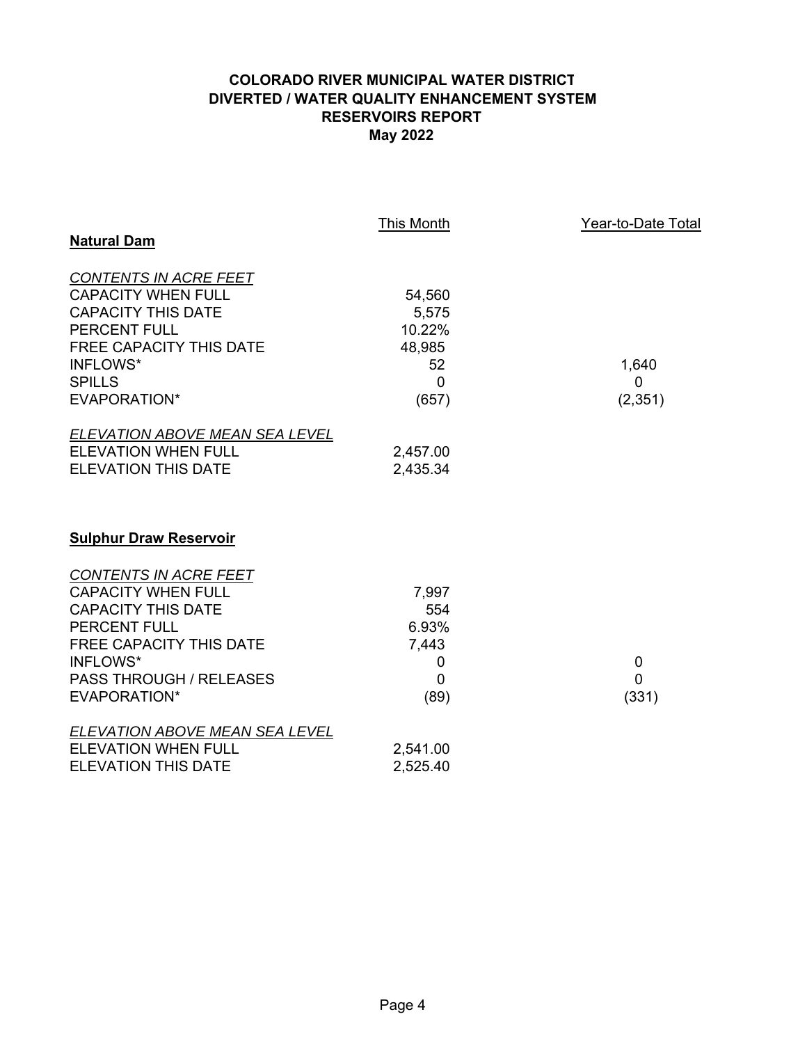# COLORADO RIVER MUNICIPAL WATER DISTRICT
# DIVERTED / WATER QUALITY ENHANCEMENT SYSTEM
# RESERVOIRS REPORT
# May 2022

| | This Month | Year-to-Date Total |
|---|---|---|
| **Natural Dam** | | |
| *CONTENTS IN ACRE FEET* | | |
| CAPACITY WHEN FULL | 54,560 | |
| CAPACITY THIS DATE | 5,575 | |
| PERCENT FULL | 10.22% | |
| FREE CAPACITY THIS DATE | 48,985 | |
| INFLOWS* | 52 | 1,640 |
| SPILLS | 0 | 0 |
| EVAPORATION* | (657) | (2,351) |
| *ELEVATION ABOVE MEAN SEA LEVEL* | | |
| ELEVATION WHEN FULL | 2,457.00 | |
| ELEVATION THIS DATE | 2,435.34 | |

| | This Month | Year-to-Date Total |
|---|---|---|
| **Sulphur Draw Reservoir** | | |
| *CONTENTS IN ACRE FEET* | | |
| CAPACITY WHEN FULL | 7,997 | |
| CAPACITY THIS DATE | 554 | |
| PERCENT FULL | 6.93% | |
| FREE CAPACITY THIS DATE | 7,443 | |
| INFLOWS* | 0 | 0 |
| PASS THROUGH / RELEASES | 0 | 0 |
| EVAPORATION* | (89) | (331) |
| *ELEVATION ABOVE MEAN SEA LEVEL* | | |
| ELEVATION WHEN FULL | 2,541.00 | |
| ELEVATION THIS DATE | 2,525.40 | |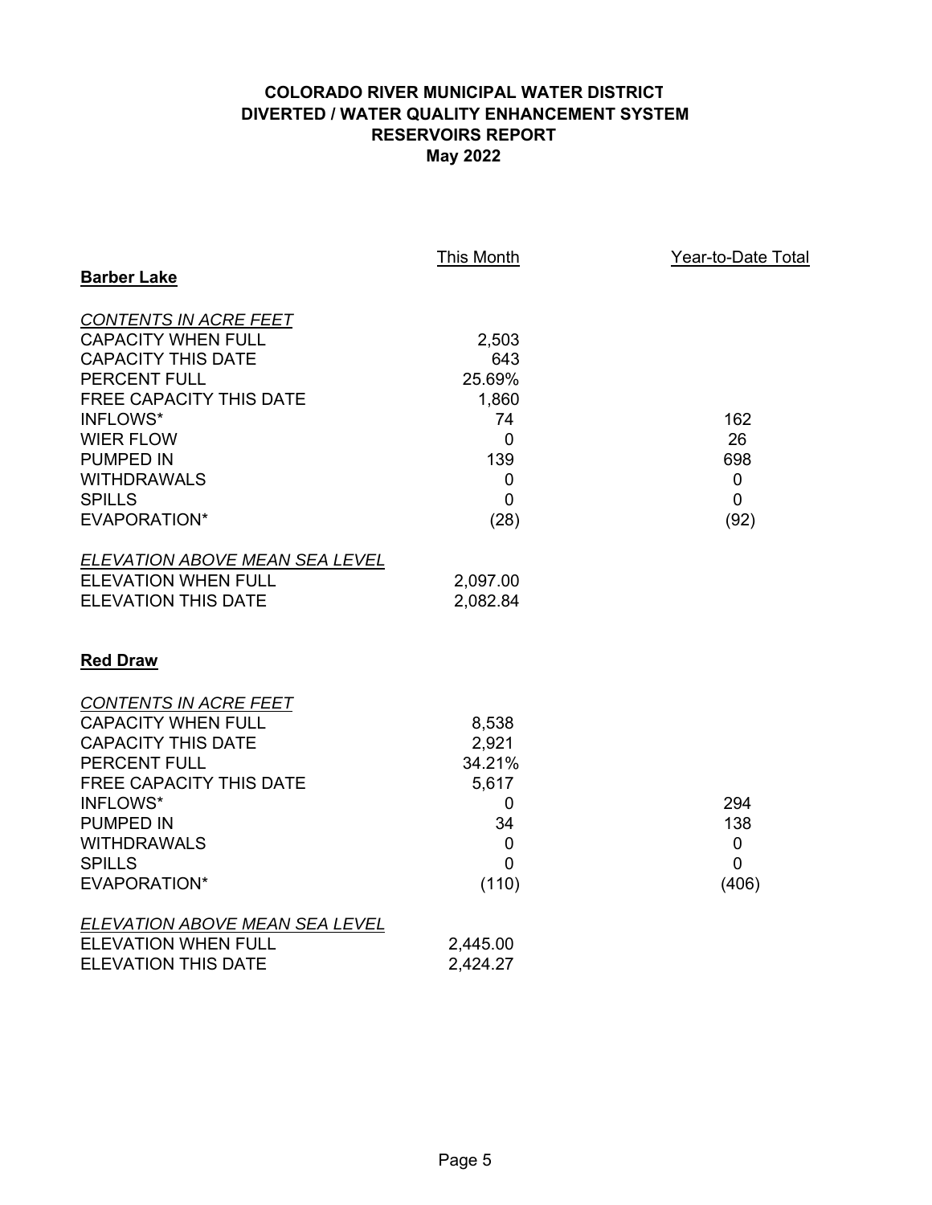# COLORADO RIVER MUNICIPAL WATER DISTRICT
## DIVERTED / WATER QUALITY ENHANCEMENT SYSTEM
## RESERVOIRS REPORT
## May 2022

### Barber Lake

| | This Month | Year-to-Date Total |
|---|---|---|
| *CONTENTS IN ACRE FEET* | | |
| CAPACITY WHEN FULL | 2,503 | |
| CAPACITY THIS DATE | 643 | |
| PERCENT FULL | 25.69% | |
| FREE CAPACITY THIS DATE | 1,860 | |
| INFLOWS* | 74 | 162 |
| WIER FLOW | 0 | 26 |
| PUMPED IN | 139 | 698 |
| WITHDRAWALS | 0 | 0 |
| SPILLS | 0 | 0 |
| EVAPORATION* | (28) | (92) |
| *ELEVATION ABOVE MEAN SEA LEVEL* | | |
| ELEVATION WHEN FULL | 2,097.00 | |
| ELEVATION THIS DATE | 2,082.84 | |

### Red Draw

| | This Month | Year-to-Date Total |
|---|---|---|
| *CONTENTS IN ACRE FEET* | | |
| CAPACITY WHEN FULL | 8,538 | |
| CAPACITY THIS DATE | 2,921 | |
| PERCENT FULL | 34.21% | |
| FREE CAPACITY THIS DATE | 5,617 | |
| INFLOWS* | 0 | 294 |
| PUMPED IN | 34 | 138 |
| WITHDRAWALS | 0 | 0 |
| SPILLS | 0 | 0 |
| EVAPORATION* | (110) | (406) |
| *ELEVATION ABOVE MEAN SEA LEVEL* | | |
| ELEVATION WHEN FULL | 2,445.00 | |
| ELEVATION THIS DATE | 2,424.27 | |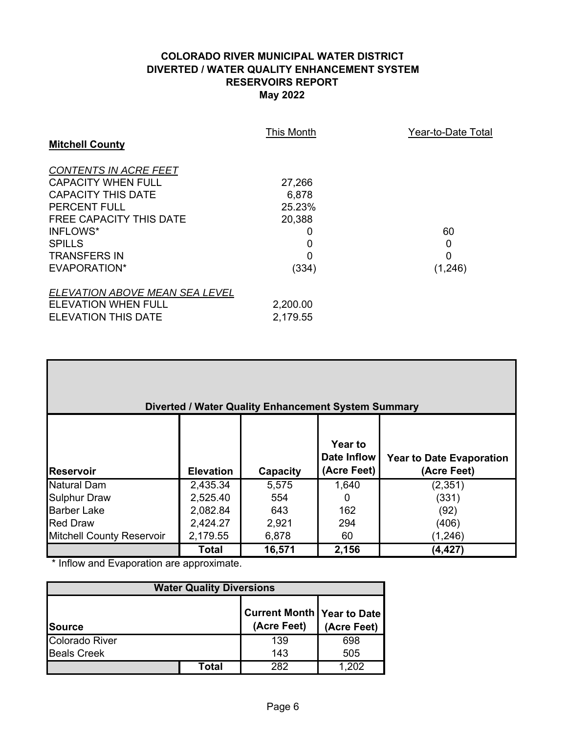# COLORADO RIVER MUNICIPAL WATER DISTRICT
## DIVERTED / WATER QUALITY ENHANCEMENT SYSTEM
## RESERVOIRS REPORT
## May 2022

| **Mitchell County** | This Month | Year-to-Date Total |
|---|---|---|
| *CONTENTS IN ACRE FEET* | | |
| CAPACITY WHEN FULL | 27,266 | |
| CAPACITY THIS DATE | 6,878 | |
| PERCENT FULL | 25.23% | |
| FREE CAPACITY THIS DATE | 20,388 | |
| INFLOWS* | 0 | 60 |
| SPILLS | 0 | 0 |
| TRANSFERS IN | 0 | 0 |
| EVAPORATION* | (334) | (1,246) |
| *ELEVATION ABOVE MEAN SEA LEVEL* | | |
| ELEVATION WHEN FULL | 2,200.00 | |
| ELEVATION THIS DATE | 2,179.55 | |

**Diverted / Water Quality Enhancement System Summary**

| Reservoir | Elevation | Capacity | Year to Date Inflow (Acre Feet) | Year to Date Evaporation (Acre Feet) |
|---|---|---|---|---|
| Natural Dam | 2,435.34 | 5,575 | 1,640 | (2,351) |
| Sulphur Draw | 2,525.40 | 554 | 0 | (331) |
| Barber Lake | 2,082.84 | 643 | 162 | (92) |
| Red Draw | 2,424.27 | 2,921 | 294 | (406) |
| Mitchell County Reservoir | 2,179.55 | 6,878 | 60 | (1,246) |
| | **Total** | **16,571** | **2,156** | **(4,427)** |

\* Inflow and Evaporation are approximate.

**Water Quality Diversions**

| Source | | Current Month (Acre Feet) | Year to Date (Acre Feet) |
|---|---|---|---|
| Colorado River | | 139 | 698 |
| Beals Creek | | 143 | 505 |
| | **Total** | 282 | 1,202 |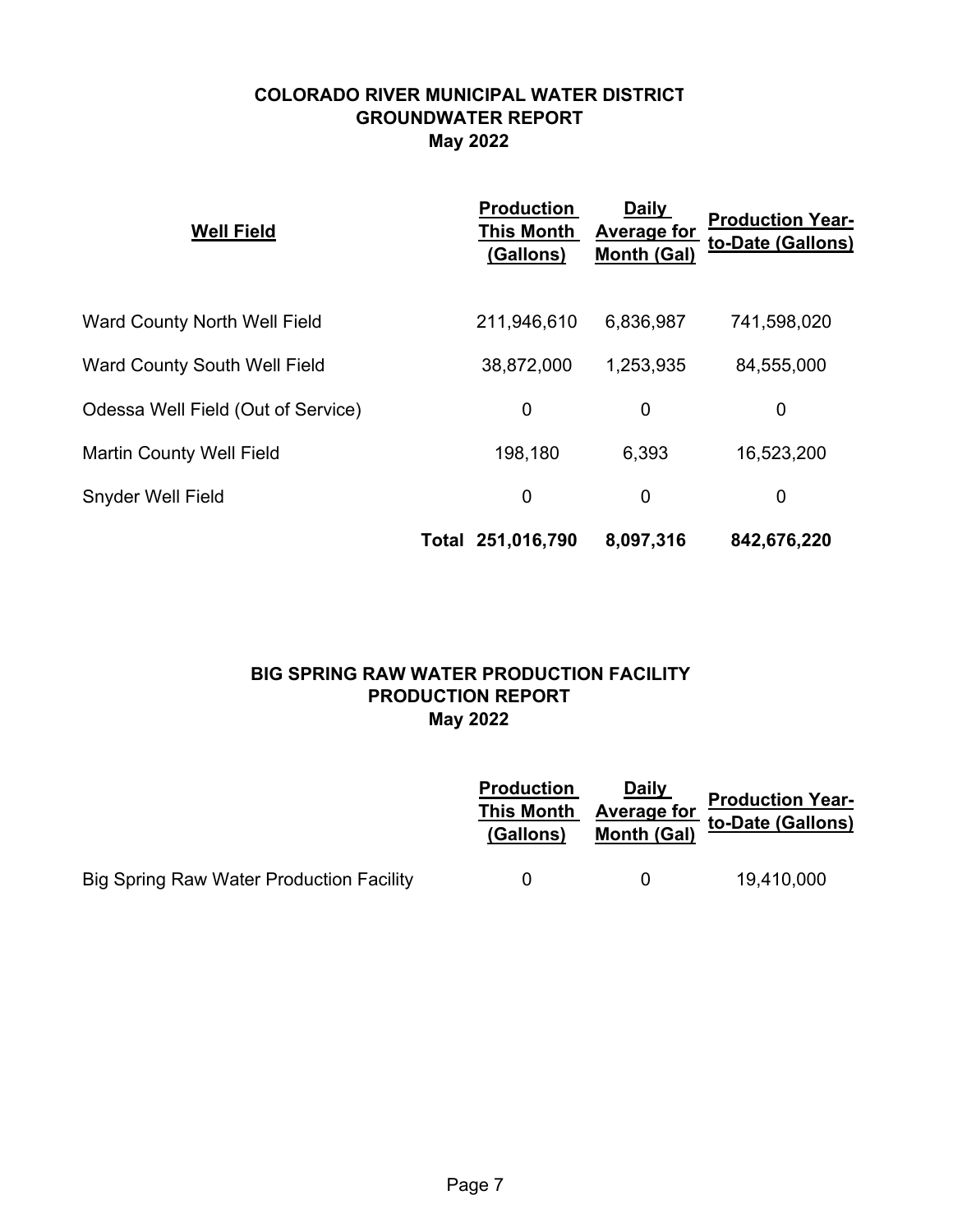## COLORADO RIVER MUNICIPAL WATER DISTRICT
## GROUNDWATER REPORT
## May 2022

| Well Field | Production This Month (Gallons) | Daily Average for Month (Gal) | Production Year-to-Date (Gallons) |
|---|---|---|---|
| Ward County North Well Field | 211,946,610 | 6,836,987 | 741,598,020 |
| Ward County South Well Field | 38,872,000 | 1,253,935 | 84,555,000 |
| Odessa Well Field (Out of Service) | 0 | 0 | 0 |
| Martin County Well Field | 198,180 | 6,393 | 16,523,200 |
| Snyder Well Field | 0 | 0 | 0 |
| **Total** | **251,016,790** | **8,097,316** | **842,676,220** |

## BIG SPRING RAW WATER PRODUCTION FACILITY
## PRODUCTION REPORT
## May 2022

| | Production This Month (Gallons) | Daily Average for Month (Gal) | Production Year-to-Date (Gallons) |
|---|---|---|---|
| Big Spring Raw Water Production Facility | 0 | 0 | 19,410,000 |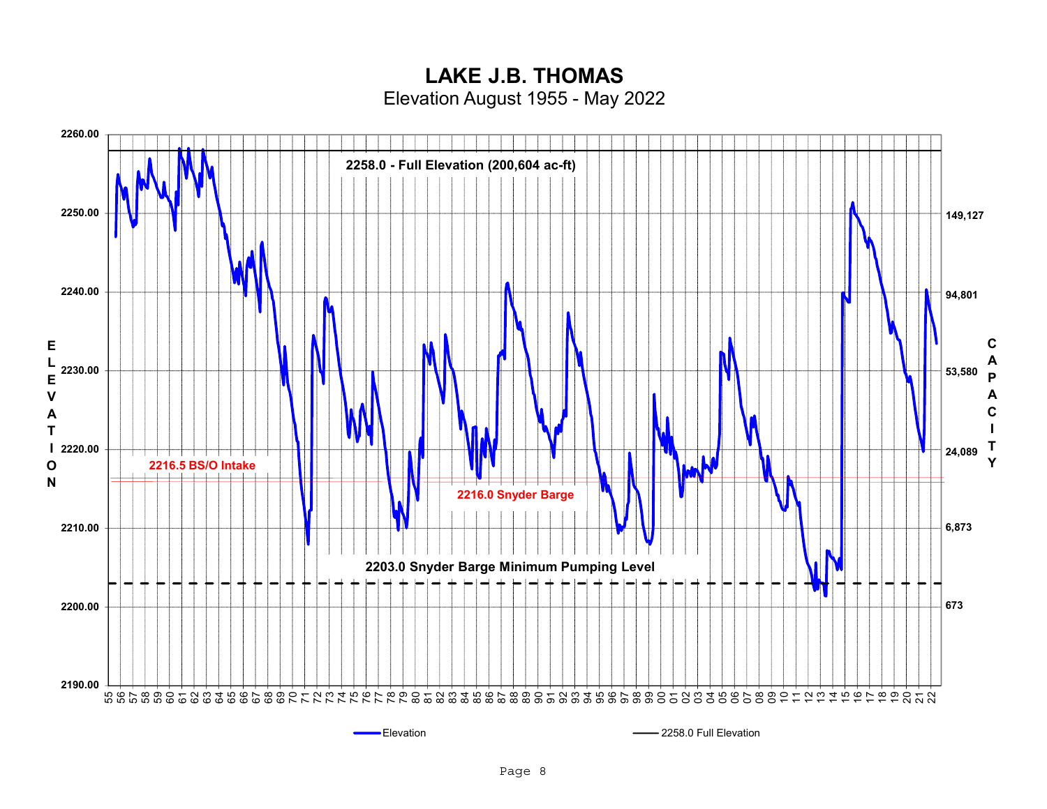# LAKE J.B. THOMAS

Elevation August 1955 - May 2022

ELEVATION (left axis): 2190.00, 2200.00, 2210.00, 2220.00, 2230.00, 2240.00, 2250.00, 2260.00

CAPACITY (right axis): 673, 6,873, 24,089, 53,580, 94,801, 149,127

2258.0 - Full Elevation (200,604 ac-ft)

2216.5 BS/O Intake

2216.0 Snyder Barge

2203.0 Snyder Barge Minimum Pumping Level

Years: 55 56 57 58 59 60 61 62 63 64 65 66 67 68 69 70 71 72 73 74 75 76 77 78 79 80 81 82 83 84 85 86 87 88 89 90 91 92 93 94 95 96 97 98 99 00 01 02 03 04 05 06 07 08 09 10 11 12 13 14 15 16 17 18 19 20 21 22

Legend: Elevation; 2258.0 Full Elevation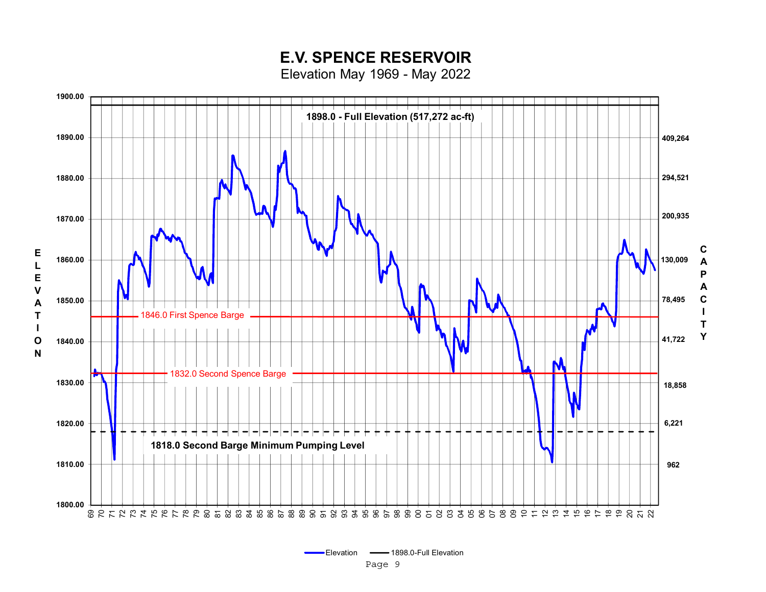# E.V. SPENCE RESERVOIR

Elevation May 1969 - May 2022

1898.0 - Full Elevation (517,272 ac-ft)

1846.0 First Spence Barge

1832.0 Second Spence Barge

1818.0 Second Barge Minimum Pumping Level

| ELEVATION | CAPACITY |
|---|---|
| 1900.00 | |
| 1890.00 | 409,264 |
| 1880.00 | 294,521 |
| 1870.00 | 200,935 |
| 1860.00 | 130,009 |
| 1850.00 | 78,495 |
| 1840.00 | 41,722 |
| 1830.00 | 18,858 |
| 1820.00 | 6,221 |
| 1810.00 | 962 |
| 1800.00 | |

Years: 69 70 71 72 73 74 75 76 77 78 79 80 81 82 83 84 85 86 87 88 89 90 91 92 93 94 95 96 97 98 99 00 01 02 03 04 05 06 07 08 09 10 11 12 13 14 15 16 17 18 19 20 21 22

Legend: Elevation; 1898.0-Full Elevation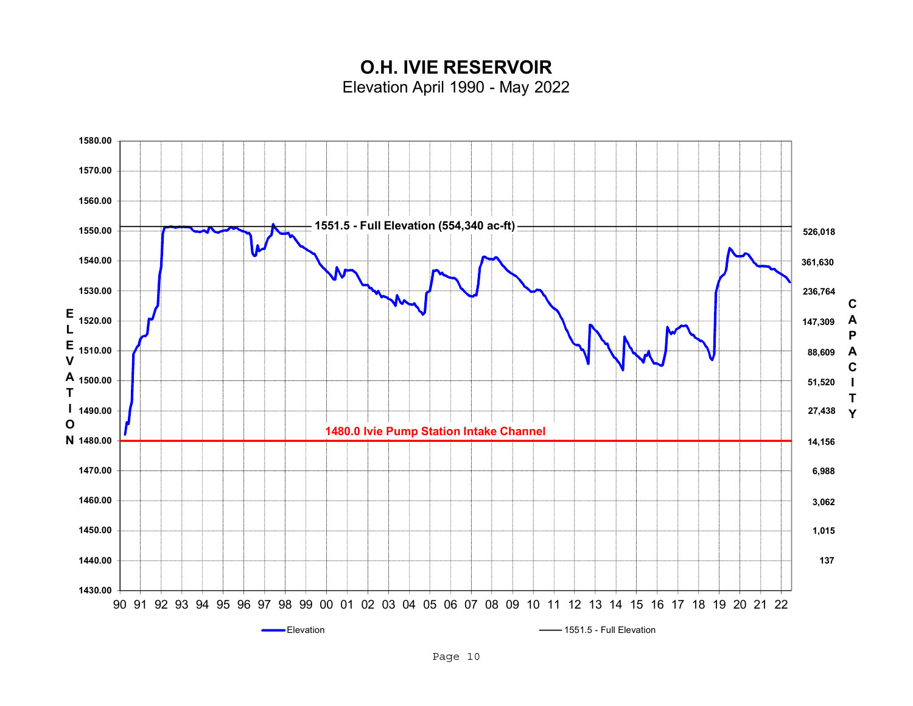# O.H. IVIE RESERVOIR

Elevation April 1990 - May 2022

ELEVATION

1580.00
1570.00
1560.00
1550.00
1540.00
1530.00
1520.00
1510.00
1500.00
1490.00
1480.00
1470.00
1460.00
1450.00
1440.00
1430.00

1551.5 - Full Elevation (554,340 ac-ft)

1480.0 Ivie Pump Station Intake Channel

CAPACITY

526,018
361,630
236,764
147,309
88,609
51,520
27,438
14,156
6,988
3,062
1,015
137

90 91 92 93 94 95 96 97 98 99 00 01 02 03 04 05 06 07 08 09 10 11 12 13 14 15 16 17 18 19 20 21 22

Elevation

1551.5 - Full Elevation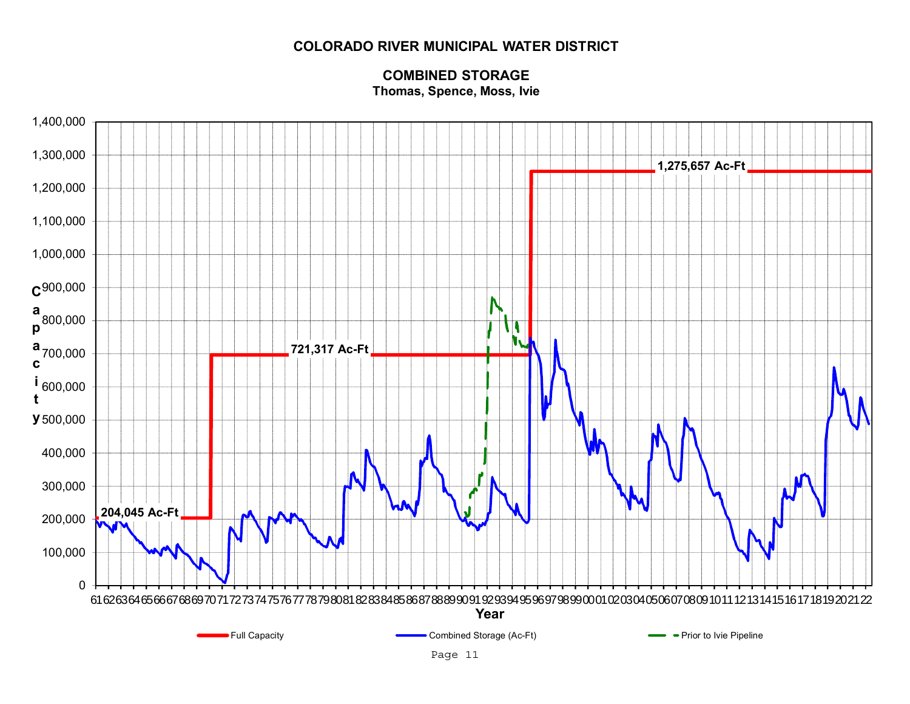# COLORADO RIVER MUNICIPAL WATER DISTRICT

## COMBINED STORAGE

**Thomas, Spence, Moss, Ivie**

Capacity: 0 – 1,400,000

- 204,045 Ac-Ft
- 721,317 Ac-Ft
- 1,275,657 Ac-Ft

Year: 61 62 63 64 65 66 67 68 69 70 71 72 73 74 75 76 77 78 79 80 81 82 83 84 85 86 87 88 89 90 91 92 93 94 95 96 97 98 99 00 01 02 03 04 05 06 07 08 09 10 11 12 13 14 15 16 17 18 19 20 21 22

Full Capacity — Combined Storage (Ac-Ft) — Prior to Ivie Pipeline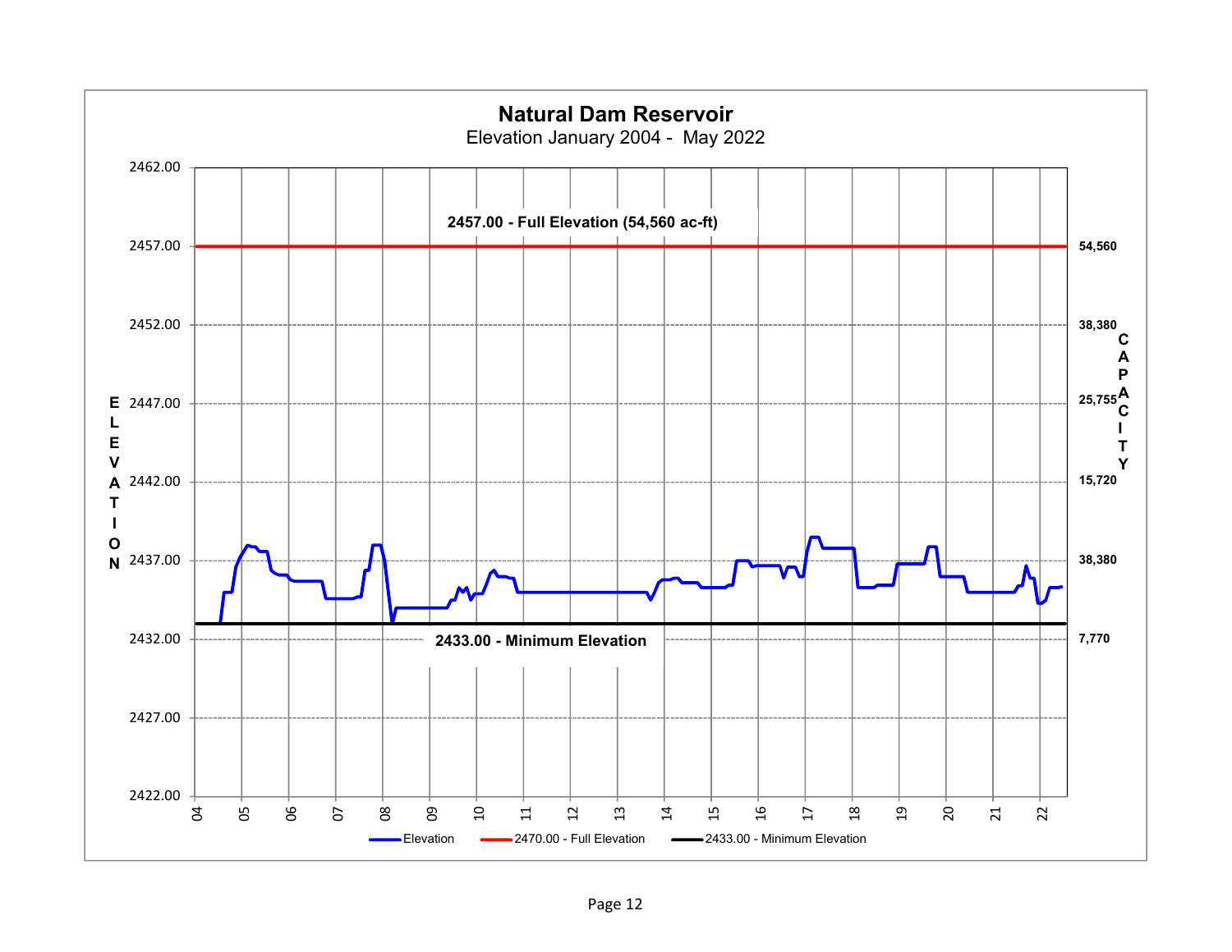## Natural Dam Reservoir

Elevation January 2004 - May 2022

2457.00 - Full Elevation (54,560 ac-ft)

2433.00 - Minimum Elevation

| ELEVATION | CAPACITY |
|---|---|
| 2462.00 | |
| 2457.00 | 54,560 |
| 2452.00 | 38,380 |
| 2447.00 | 25,755 |
| 2442.00 | 15,720 |
| 2437.00 | 38,380 |
| 2432.00 | 7,770 |
| 2427.00 | |
| 2422.00 | |

X-axis: 04, 05, 06, 07, 08, 09, 10, 11, 12, 13, 14, 15, 16, 17, 18, 19, 20, 21, 22

Legend: Elevation; 2470.00 - Full Elevation; 2433.00 - Minimum Elevation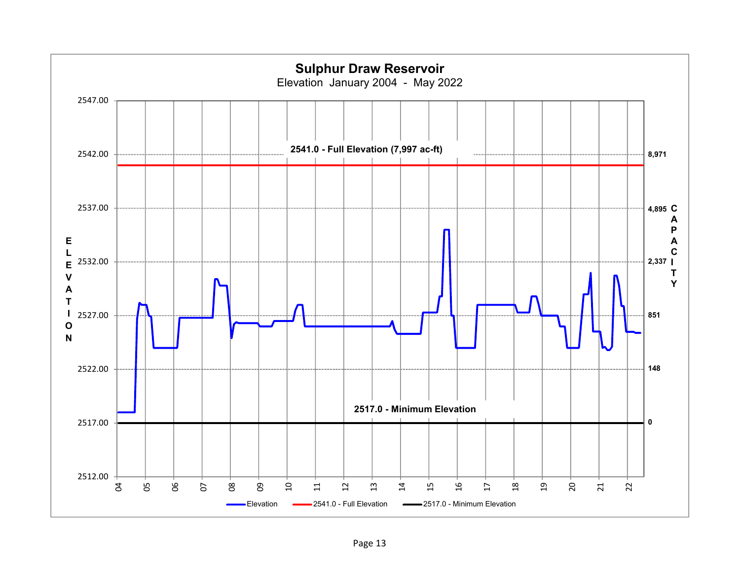# Sulphur Draw Reservoir

Elevation January 2004 - May 2022

2541.0 - Full Elevation (7,997 ac-ft)

2517.0 - Minimum Elevation

ELEVATION

CAPACITY

| Elevation | Capacity |
|---|---|
| 2547.00 | |
| 2542.00 | 8,971 |
| 2537.00 | 4,895 |
| 2532.00 | 2,337 |
| 2527.00 | 851 |
| 2522.00 | 148 |
| 2517.00 | 0 |
| 2512.00 | |

04 05 06 07 08 09 10 11 12 13 14 15 16 17 18 19 20 21 22

Elevation — 2541.0 - Full Elevation — 2517.0 - Minimum Elevation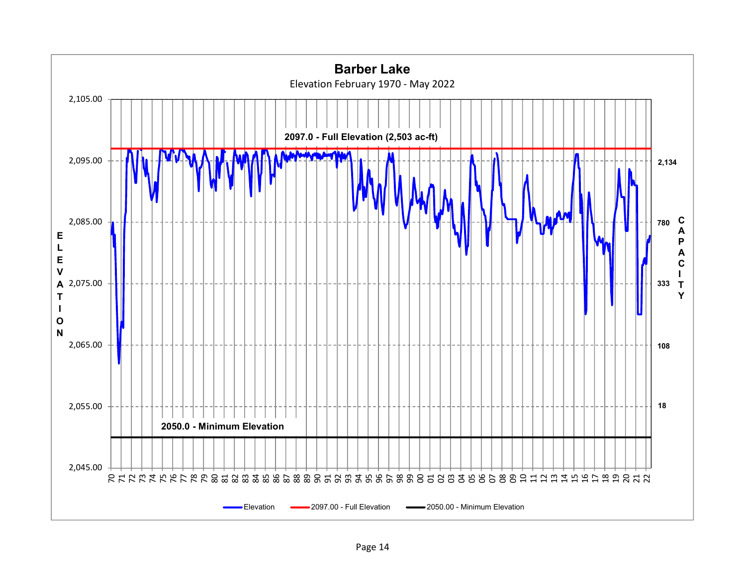## Barber Lake

Elevation February 1970 - May 2022

2097.0 - Full Elevation (2,503 ac-ft)

2050.0 - Minimum Elevation

| ELEVATION | CAPACITY |
|---|---|
| 2,105.00 | |
| 2,095.00 | 2,134 |
| 2,085.00 | 780 |
| 2,075.00 | 333 |
| 2,065.00 | 108 |
| 2,055.00 | 18 |
| 2,045.00 | |

70 71 72 73 74 75 76 77 78 79 80 81 82 83 84 85 86 87 88 89 90 91 92 93 94 95 96 97 98 99 00 01 02 03 04 05 06 07 08 09 10 11 12 13 14 15 16 17 18 19 20 21 22

Elevation — 2097.00 - Full Elevation — 2050.00 - Minimum Elevation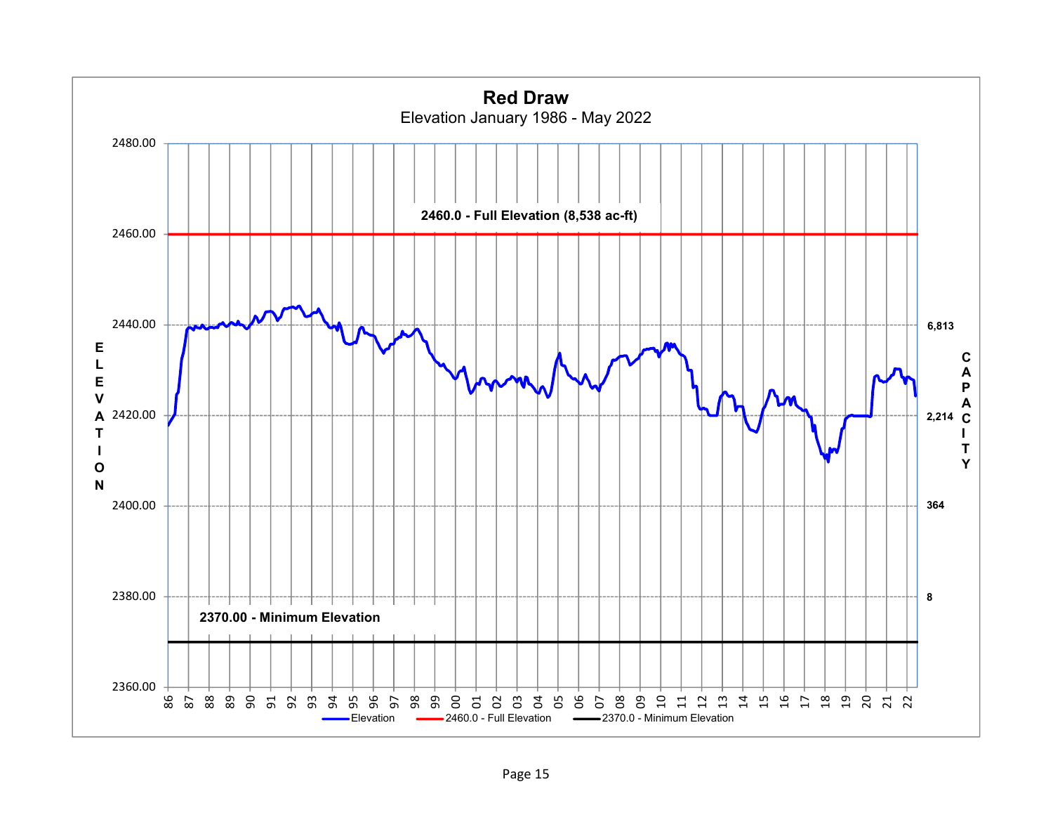# Red Draw

Elevation January 1986 - May 2022

2460.0 - Full Elevation (8,538 ac-ft)

2370.00 - Minimum Elevation

| ELEVATION | CAPACITY |
|---|---|
| 2480.00 | |
| 2460.00 | |
| 2440.00 | 6,813 |
| 2420.00 | 2,214 |
| 2400.00 | 364 |
| 2380.00 | 8 |
| 2360.00 | |

86 87 88 89 90 91 92 93 94 95 96 97 98 99 00 01 02 03 04 05 06 07 08 09 10 11 12 13 14 15 16 17 18 19 20 21 22

Elevation — 2460.0 - Full Elevation — 2370.0 - Minimum Elevation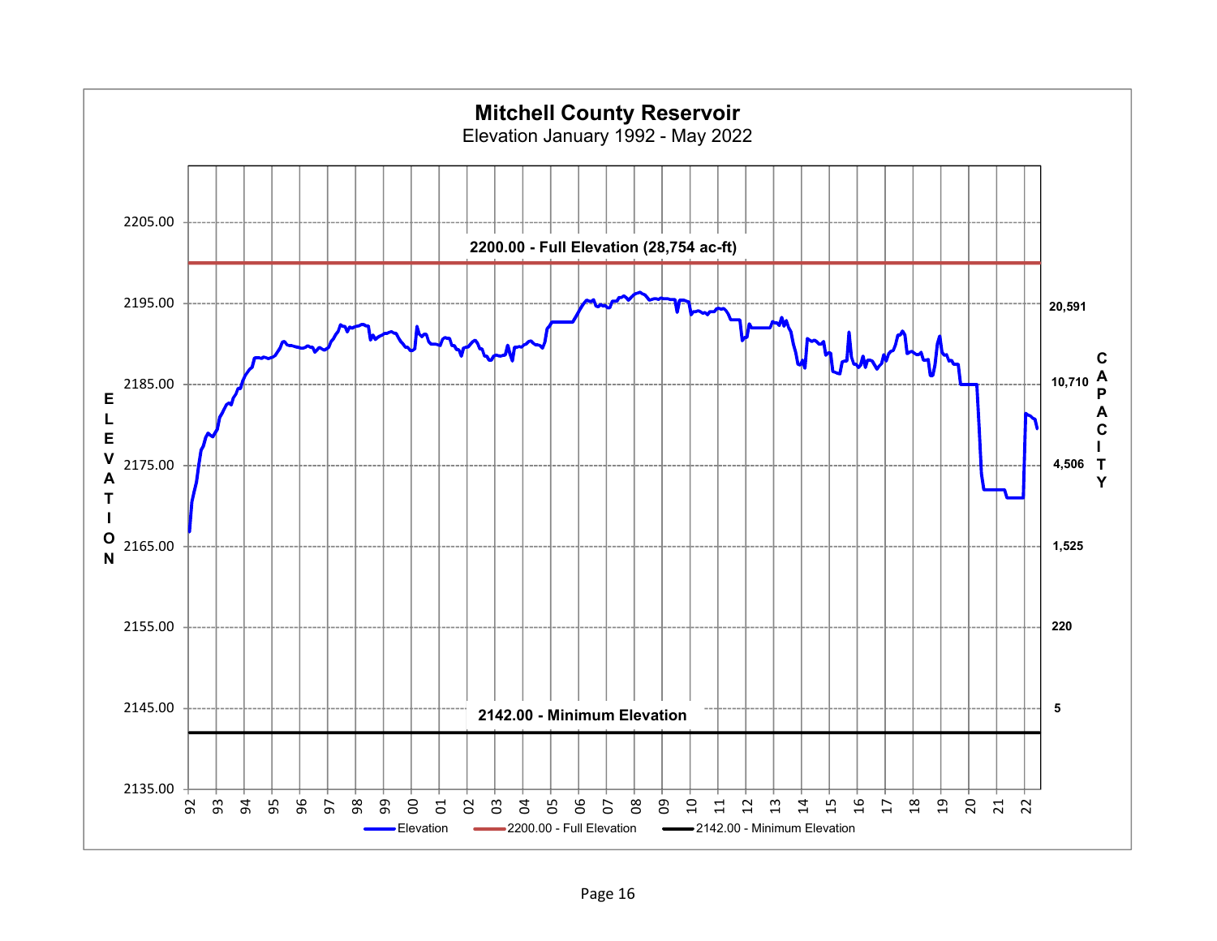# Mitchell County Reservoir

Elevation January 1992 - May 2022

2200.00 - Full Elevation (28,754 ac-ft)

2142.00 - Minimum Elevation

| ELEVATION | CAPACITY |
|---|---|
| 2205.00 | |
| 2195.00 | 20,591 |
| 2185.00 | 10,710 |
| 2175.00 | 4,506 |
| 2165.00 | 1,525 |
| 2155.00 | 220 |
| 2145.00 | 5 |
| 2135.00 | |

92 93 94 95 96 97 98 99 00 01 02 03 04 05 06 07 08 09 10 11 12 13 14 15 16 17 18 19 20 21 22

Elevation — 2200.00 - Full Elevation — 2142.00 - Minimum Elevation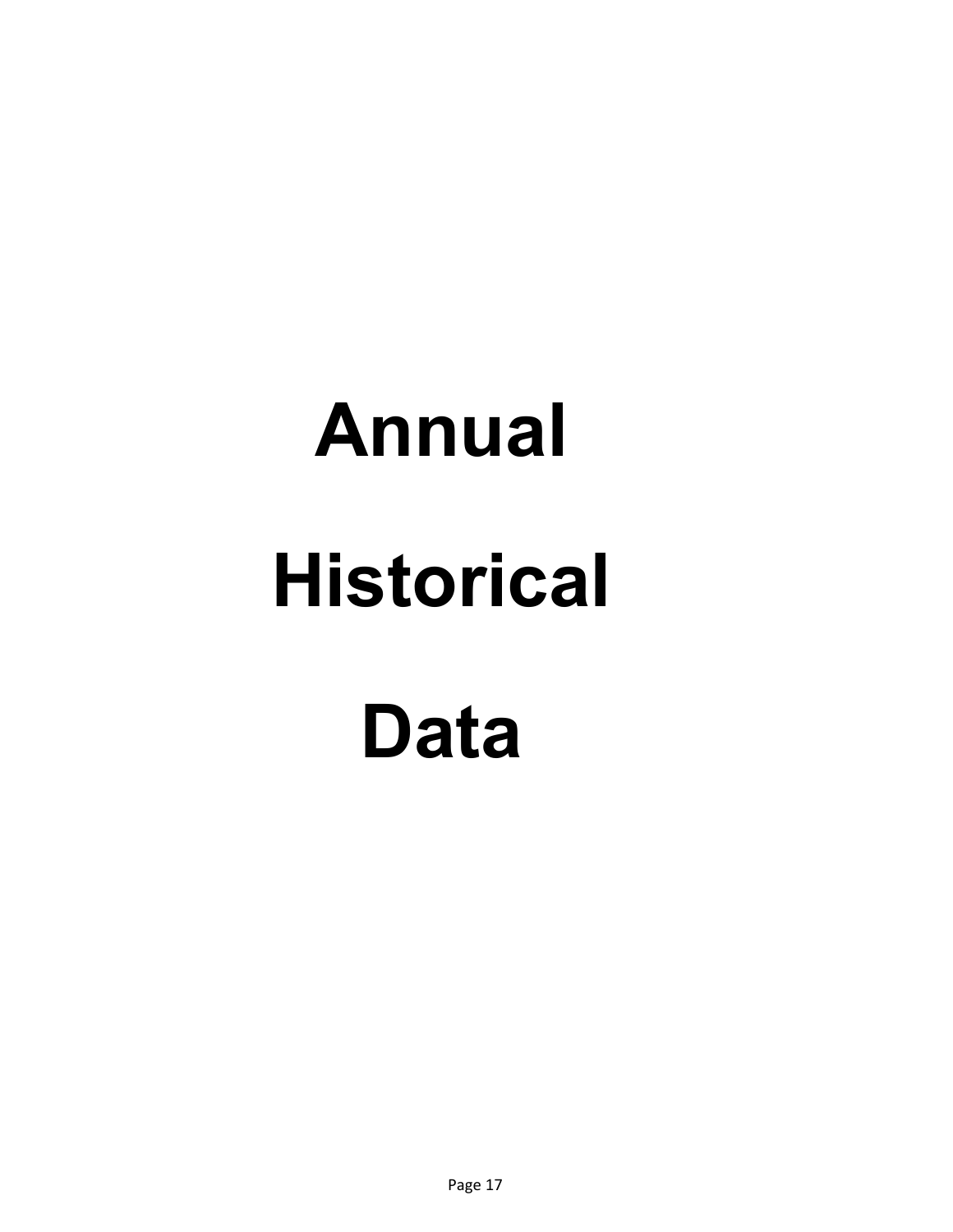# Annual Historical Data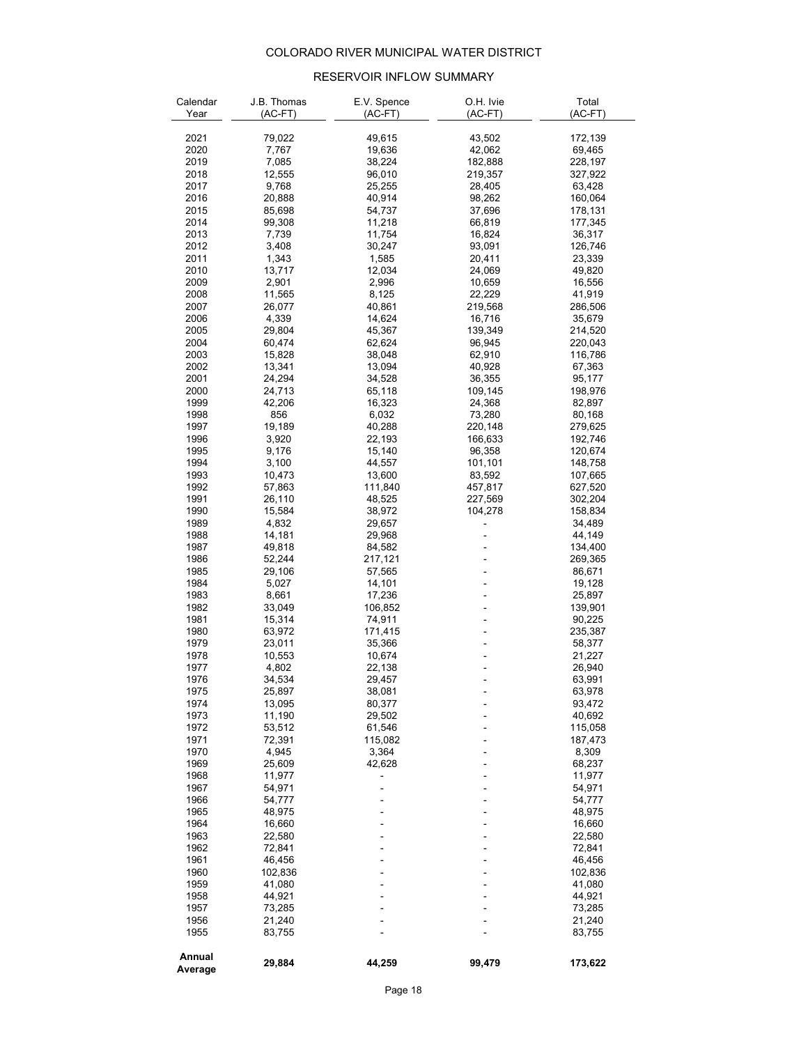# COLORADO RIVER MUNICIPAL WATER DISTRICT

## RESERVOIR INFLOW SUMMARY

| Calendar Year | J.B. Thomas (AC-FT) | E.V. Spence (AC-FT) | O.H. Ivie (AC-FT) | Total (AC-FT) |
|---|---|---|---|---|
| 2021 | 79,022 | 49,615 | 43,502 | 172,139 |
| 2020 | 7,767 | 19,636 | 42,062 | 69,465 |
| 2019 | 7,085 | 38,224 | 182,888 | 228,197 |
| 2018 | 12,555 | 96,010 | 219,357 | 327,922 |
| 2017 | 9,768 | 25,255 | 28,405 | 63,428 |
| 2016 | 20,888 | 40,914 | 98,262 | 160,064 |
| 2015 | 85,698 | 54,737 | 37,696 | 178,131 |
| 2014 | 99,308 | 11,218 | 66,819 | 177,345 |
| 2013 | 7,739 | 11,754 | 16,824 | 36,317 |
| 2012 | 3,408 | 30,247 | 93,091 | 126,746 |
| 2011 | 1,343 | 1,585 | 20,411 | 23,339 |
| 2010 | 13,717 | 12,034 | 24,069 | 49,820 |
| 2009 | 2,901 | 2,996 | 10,659 | 16,556 |
| 2008 | 11,565 | 8,125 | 22,229 | 41,919 |
| 2007 | 26,077 | 40,861 | 219,568 | 286,506 |
| 2006 | 4,339 | 14,624 | 16,716 | 35,679 |
| 2005 | 29,804 | 45,367 | 139,349 | 214,520 |
| 2004 | 60,474 | 62,624 | 96,945 | 220,043 |
| 2003 | 15,828 | 38,048 | 62,910 | 116,786 |
| 2002 | 13,341 | 13,094 | 40,928 | 67,363 |
| 2001 | 24,294 | 34,528 | 36,355 | 95,177 |
| 2000 | 24,713 | 65,118 | 109,145 | 198,976 |
| 1999 | 42,206 | 16,323 | 24,368 | 82,897 |
| 1998 | 856 | 6,032 | 73,280 | 80,168 |
| 1997 | 19,189 | 40,288 | 220,148 | 279,625 |
| 1996 | 3,920 | 22,193 | 166,633 | 192,746 |
| 1995 | 9,176 | 15,140 | 96,358 | 120,674 |
| 1994 | 3,100 | 44,557 | 101,101 | 148,758 |
| 1993 | 10,473 | 13,600 | 83,592 | 107,665 |
| 1992 | 57,863 | 111,840 | 457,817 | 627,520 |
| 1991 | 26,110 | 48,525 | 227,569 | 302,204 |
| 1990 | 15,584 | 38,972 | 104,278 | 158,834 |
| 1989 | 4,832 | 29,657 | - | 34,489 |
| 1988 | 14,181 | 29,968 | - | 44,149 |
| 1987 | 49,818 | 84,582 | - | 134,400 |
| 1986 | 52,244 | 217,121 | - | 269,365 |
| 1985 | 29,106 | 57,565 | - | 86,671 |
| 1984 | 5,027 | 14,101 | - | 19,128 |
| 1983 | 8,661 | 17,236 | - | 25,897 |
| 1982 | 33,049 | 106,852 | - | 139,901 |
| 1981 | 15,314 | 74,911 | - | 90,225 |
| 1980 | 63,972 | 171,415 | - | 235,387 |
| 1979 | 23,011 | 35,366 | - | 58,377 |
| 1978 | 10,553 | 10,674 | - | 21,227 |
| 1977 | 4,802 | 22,138 | - | 26,940 |
| 1976 | 34,534 | 29,457 | - | 63,991 |
| 1975 | 25,897 | 38,081 | - | 63,978 |
| 1974 | 13,095 | 80,377 | - | 93,472 |
| 1973 | 11,190 | 29,502 | - | 40,692 |
| 1972 | 53,512 | 61,546 | - | 115,058 |
| 1971 | 72,391 | 115,082 | - | 187,473 |
| 1970 | 4,945 | 3,364 | - | 8,309 |
| 1969 | 25,609 | 42,628 | - | 68,237 |
| 1968 | 11,977 | - | - | 11,977 |
| 1967 | 54,971 | - | - | 54,971 |
| 1966 | 54,777 | - | - | 54,777 |
| 1965 | 48,975 | - | - | 48,975 |
| 1964 | 16,660 | - | - | 16,660 |
| 1963 | 22,580 | - | - | 22,580 |
| 1962 | 72,841 | - | - | 72,841 |
| 1961 | 46,456 | - | - | 46,456 |
| 1960 | 102,836 | - | - | 102,836 |
| 1959 | 41,080 | - | - | 41,080 |
| 1958 | 44,921 | - | - | 44,921 |
| 1957 | 73,285 | - | - | 73,285 |
| 1956 | 21,240 | - | - | 21,240 |
| 1955 | 83,755 | - | - | 83,755 |
| **Annual Average** | **29,884** | **44,259** | **99,479** | **173,622** |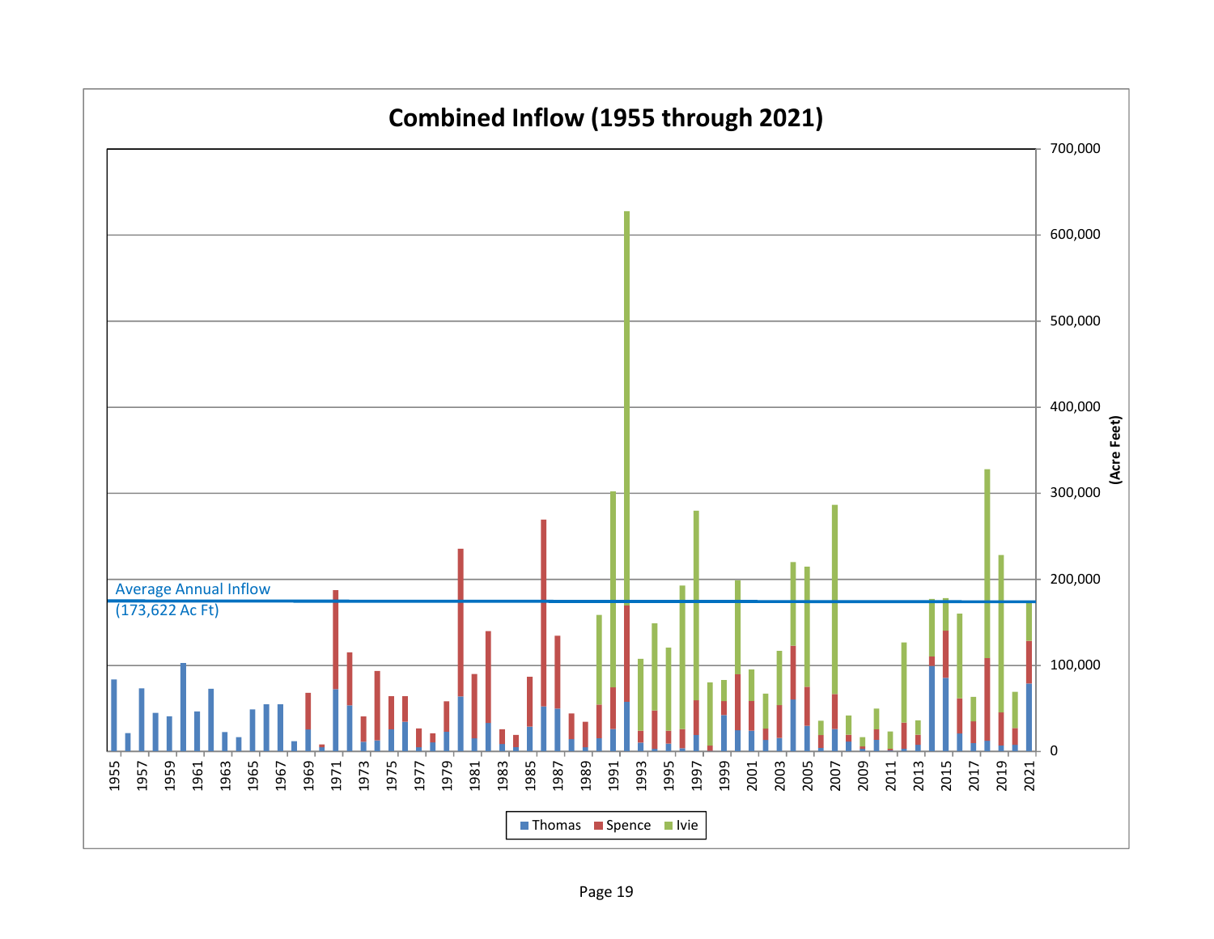# Combined Inflow (1955 through 2021)

Average Annual Inflow (173,622 Ac Ft)

(Acre Feet)

Thomas | Spence | Ivie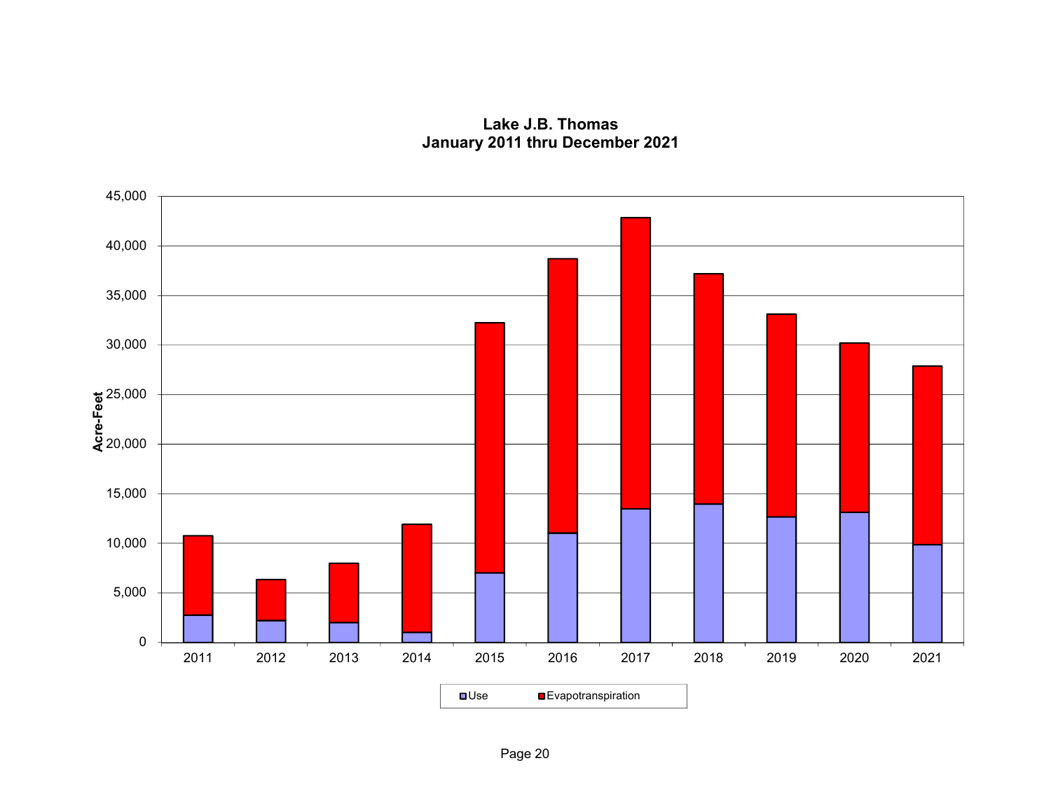**Lake J.B. Thomas**
**January 2011 thru December 2021**

Acre-Feet

45,000
40,000
35,000
30,000
25,000
20,000
15,000
10,000
5,000
0

2011 2012 2013 2014 2015 2016 2017 2018 2019 2020 2021

Use Evapotranspiration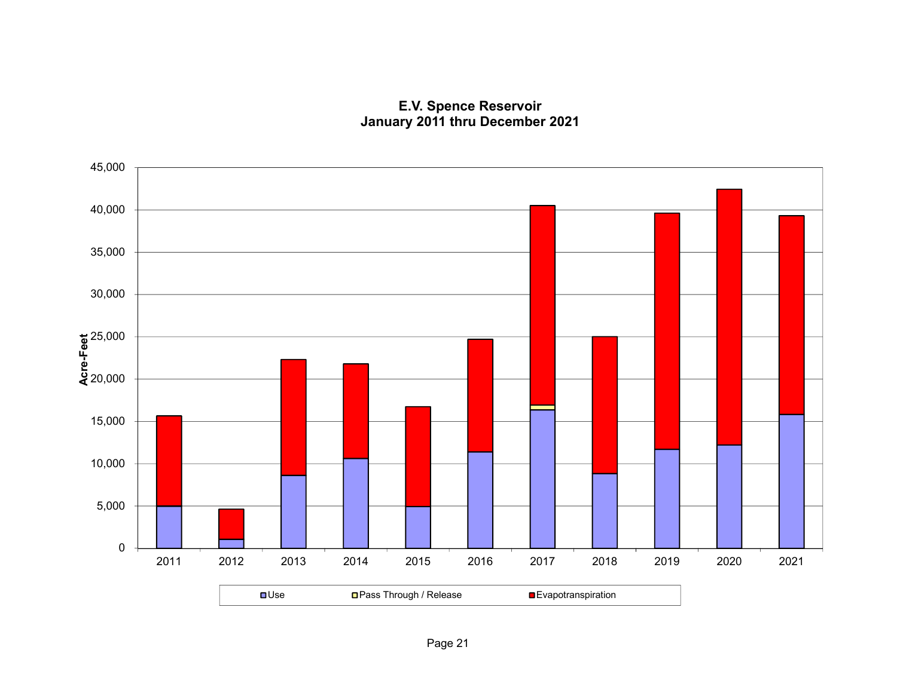**E.V. Spence Reservoir**
**January 2011 thru December 2021**

Acre-Feet

45,000
40,000
35,000
30,000
25,000
20,000
15,000
10,000
5,000
0

2011 2012 2013 2014 2015 2016 2017 2018 2019 2020 2021

Use   Pass Through / Release   Evapotranspiration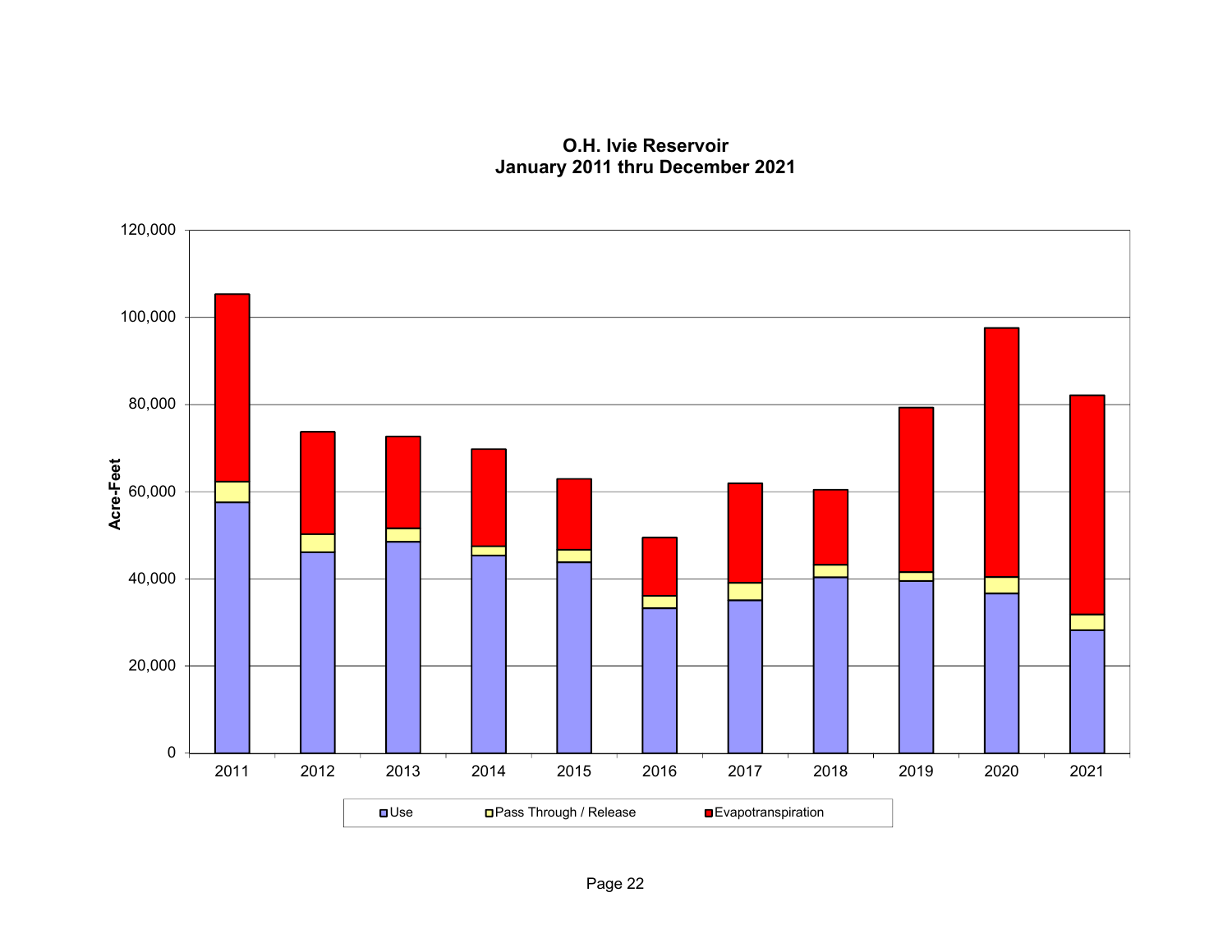**O.H. Ivie Reservoir**
**January 2011 thru December 2021**

Acre-Feet

120,000
100,000
80,000
60,000
40,000
20,000
0

2011 2012 2013 2014 2015 2016 2017 2018 2019 2020 2021

Use    Pass Through / Release    Evapotranspiration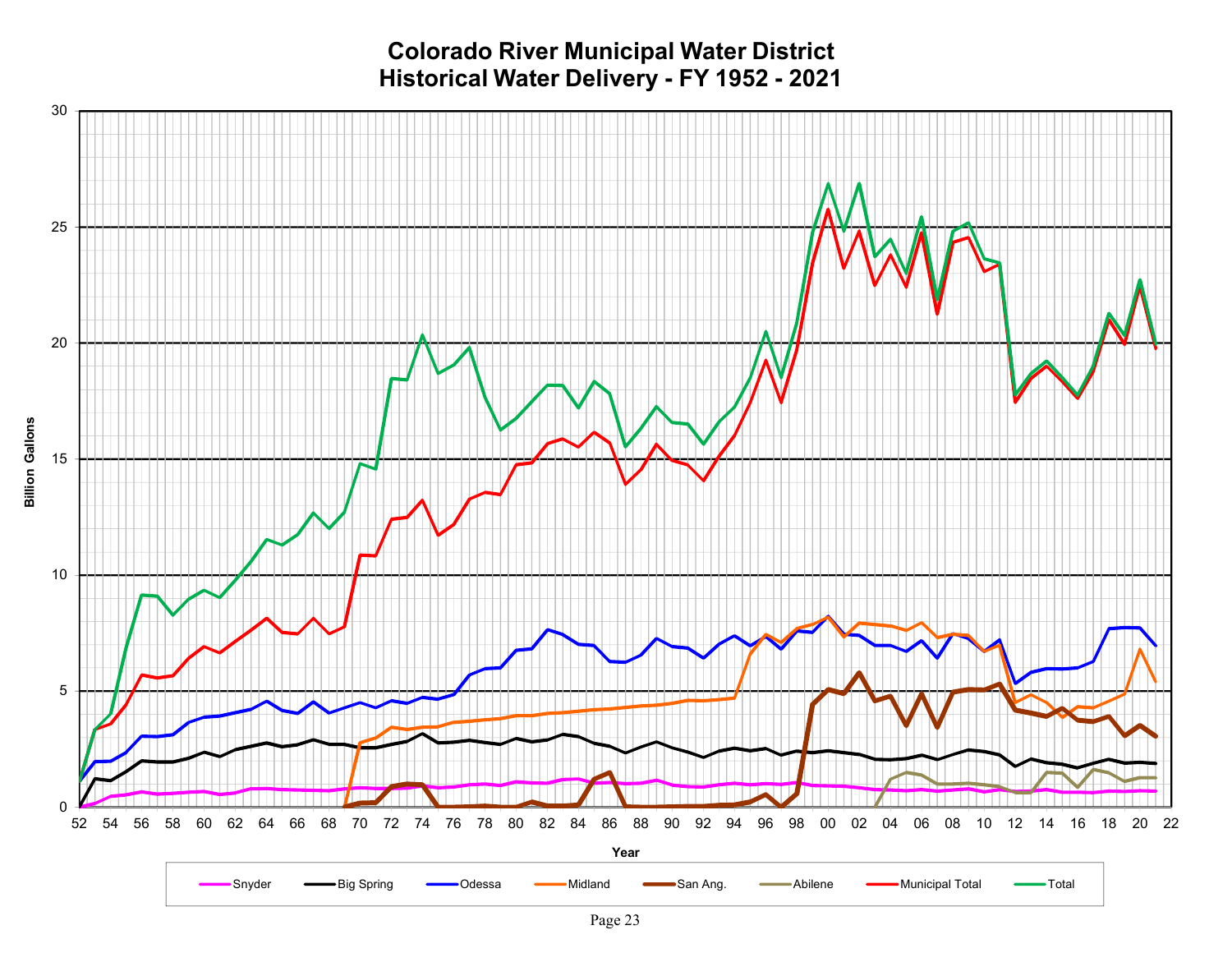# Colorado River Municipal Water District
# Historical Water Delivery - FY 1952 - 2021

Billion Gallons

Year

Snyder | Big Spring | Odessa | Midland | San Ang. | Abilene | Municipal Total | Total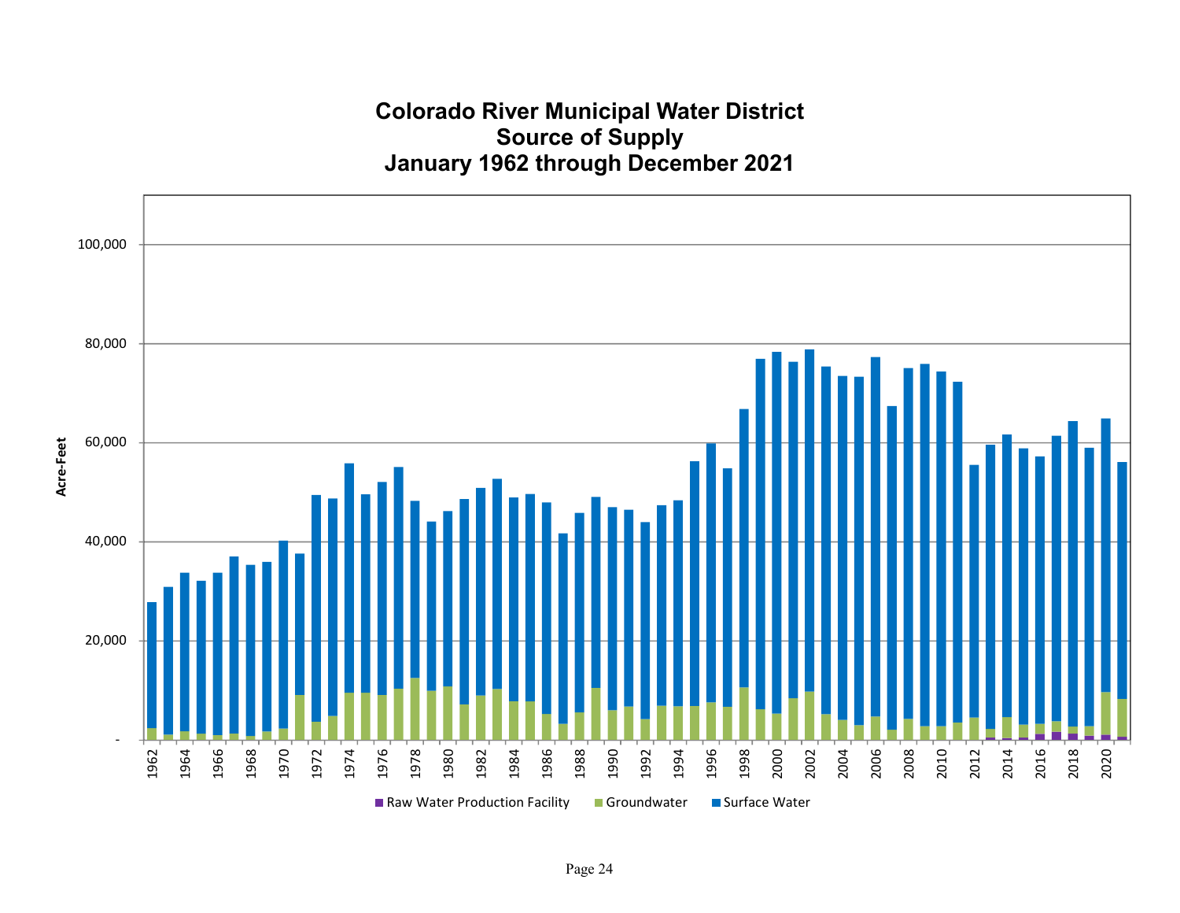# Colorado River Municipal Water District
# Source of Supply
# January 1962 through December 2021

Acre-Feet

100,000

80,000

60,000

40,000

20,000

-

1962 1964 1966 1968 1970 1972 1974 1976 1978 1980 1982 1984 1986 1988 1990 1992 1994 1996 1998 2000 2002 2004 2006 2008 2010 2012 2014 2016 2018 2020

Raw Water Production Facility Groundwater Surface Water